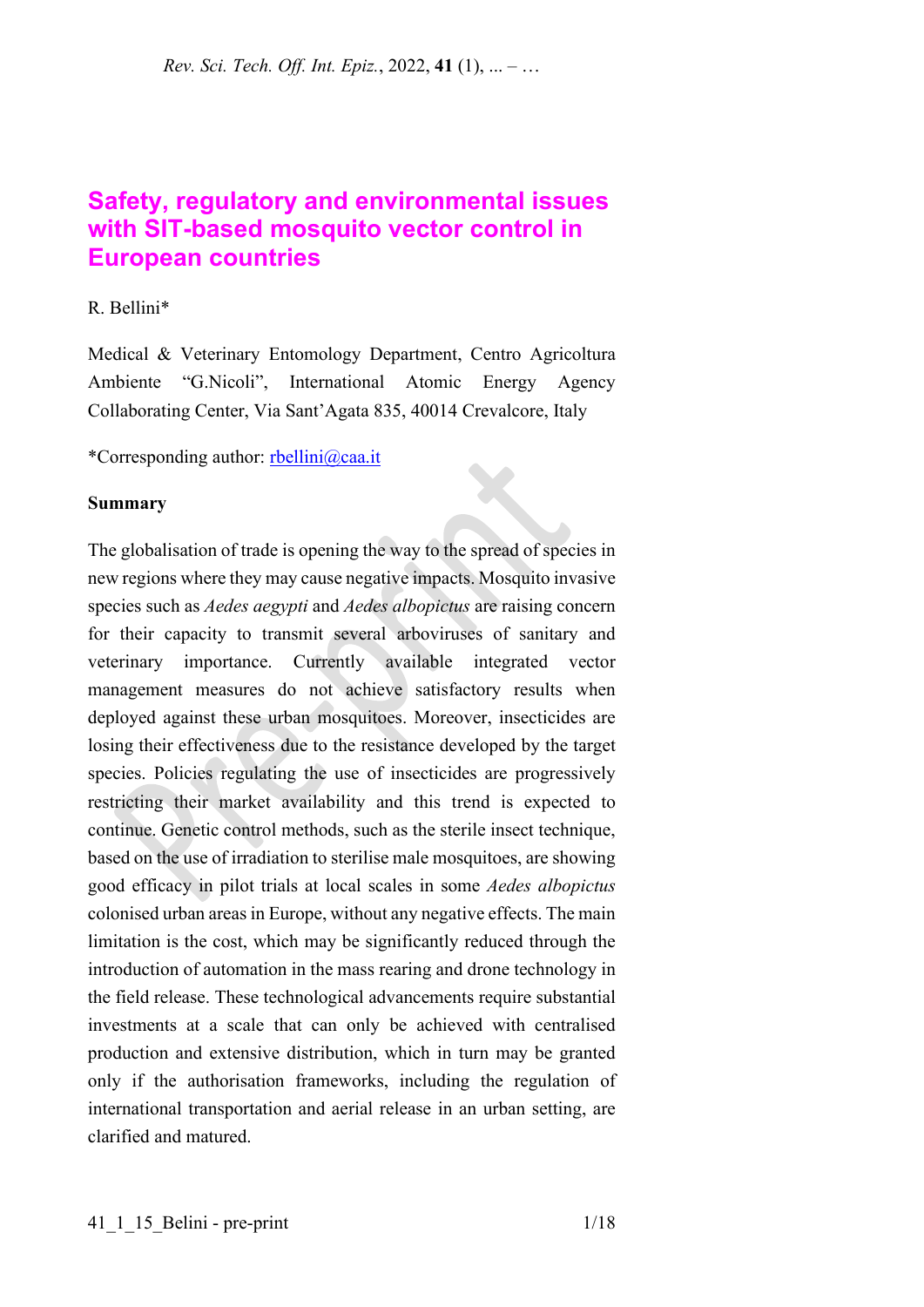# Safety, regulatory and environmental issues with SIT-based mosquito vector control in European countries

R. Bellini*

Medical & Veterinary Entomology Department, Centro Agricoltura Ambiente "G.Nicoli", International Atomic Energy Agency Collaborating Center, Via Sant'Agata 835, 40014 Crevalcore, Italy

*Corresponding author: rbellini@caa.it

## Summary

The globalisation of trade is opening the way to the spread of species in new regions where they may cause negative impacts. Mosquito invasive species such as *Aedes aegypti* and *Aedes albopictus* are raising concern for their capacity to transmit several arboviruses of sanitary and veterinary importance. Currently available integrated vector management measures do not achieve satisfactory results when deployed against these urban mosquitoes. Moreover, insecticides are losing their effectiveness due to the resistance developed by the target species. Policies regulating the use of insecticides are progressively restricting their market availability and this trend is expected to continue. Genetic control methods, such as the sterile insect technique, based on the use of irradiation to sterilise male mosquitoes, are showing good efficacy in pilot trials at local scales in some *Aedes albopictus* colonised urban areas in Europe, without any negative effects. The main limitation is the cost, which may be significantly reduced through the introduction of automation in the mass rearing and drone technology in the field release. These technological advancements require substantial investments at a scale that can only be achieved with centralised production and extensive distribution, which in turn may be granted only if the authorisation frameworks, including the regulation of international transportation and aerial release in an urban setting, are clarified and matured.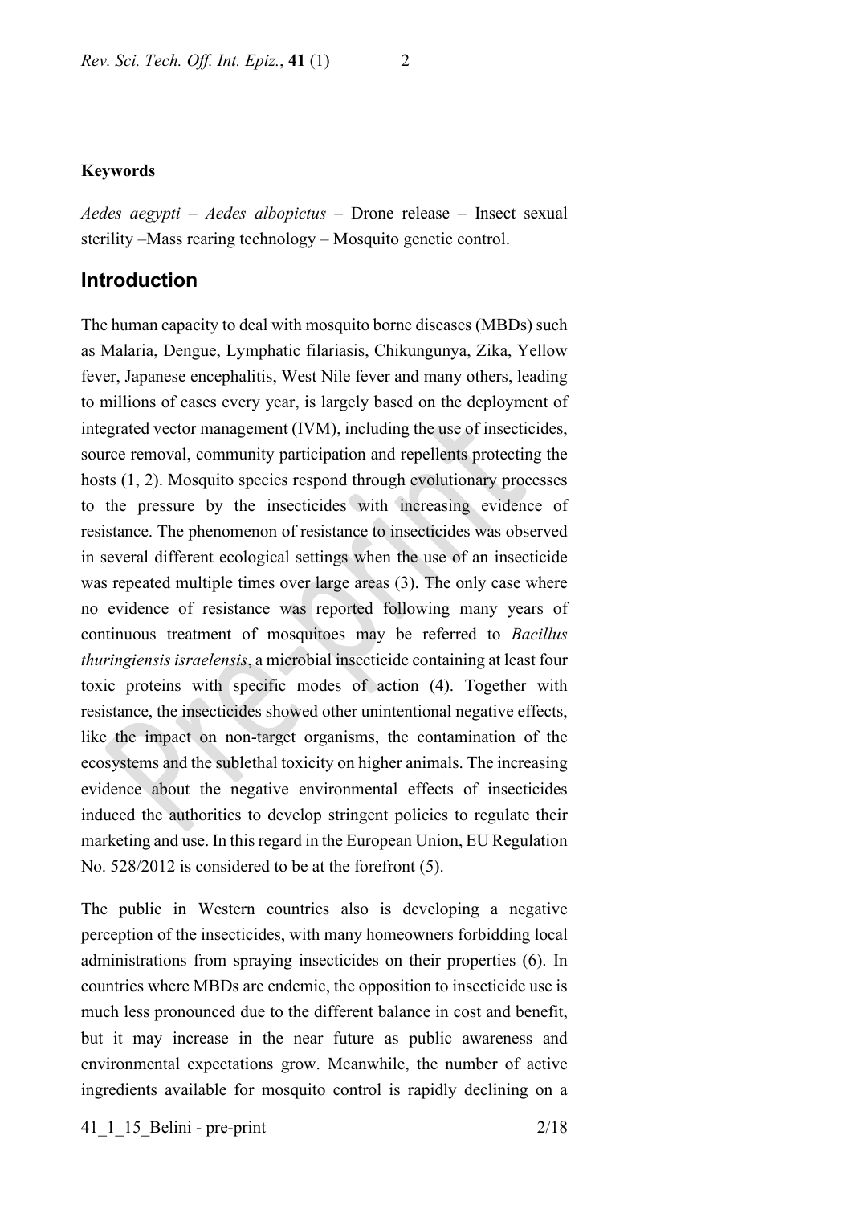**Keywords**

*Aedes aegypti* – *Aedes albopictus* – Drone release – Insect sexual sterility –Mass rearing technology – Mosquito genetic control.

## Introduction

The human capacity to deal with mosquito borne diseases (MBDs) such as Malaria, Dengue, Lymphatic filariasis, Chikungunya, Zika, Yellow fever, Japanese encephalitis, West Nile fever and many others, leading to millions of cases every year, is largely based on the deployment of integrated vector management (IVM), including the use of insecticides, source removal, community participation and repellents protecting the hosts (1, 2). Mosquito species respond through evolutionary processes to the pressure by the insecticides with increasing evidence of resistance. The phenomenon of resistance to insecticides was observed in several different ecological settings when the use of an insecticide was repeated multiple times over large areas (3). The only case where no evidence of resistance was reported following many years of continuous treatment of mosquitoes may be referred to *Bacillus thuringiensis israelensis*, a microbial insecticide containing at least four toxic proteins with specific modes of action (4). Together with resistance, the insecticides showed other unintentional negative effects, like the impact on non-target organisms, the contamination of the ecosystems and the sublethal toxicity on higher animals. The increasing evidence about the negative environmental effects of insecticides induced the authorities to develop stringent policies to regulate their marketing and use. In this regard in the European Union, EU Regulation No. 528/2012 is considered to be at the forefront (5).

The public in Western countries also is developing a negative perception of the insecticides, with many homeowners forbidding local administrations from spraying insecticides on their properties (6). In countries where MBDs are endemic, the opposition to insecticide use is much less pronounced due to the different balance in cost and benefit, but it may increase in the near future as public awareness and environmental expectations grow. Meanwhile, the number of active ingredients available for mosquito control is rapidly declining on a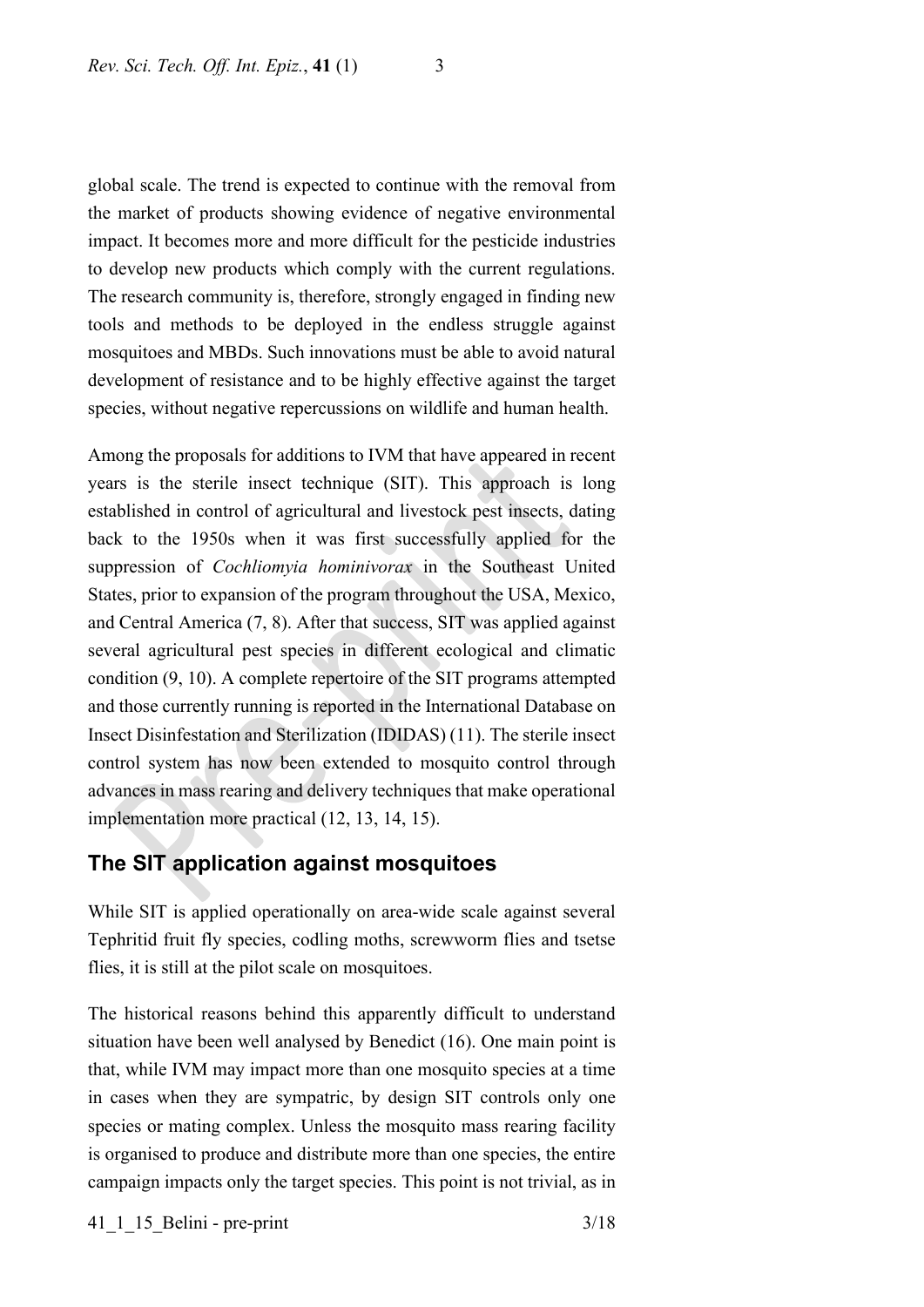global scale. The trend is expected to continue with the removal from the market of products showing evidence of negative environmental impact. It becomes more and more difficult for the pesticide industries to develop new products which comply with the current regulations. The research community is, therefore, strongly engaged in finding new tools and methods to be deployed in the endless struggle against mosquitoes and MBDs. Such innovations must be able to avoid natural development of resistance and to be highly effective against the target species, without negative repercussions on wildlife and human health.

Among the proposals for additions to IVM that have appeared in recent years is the sterile insect technique (SIT). This approach is long established in control of agricultural and livestock pest insects, dating back to the 1950s when it was first successfully applied for the suppression of *Cochliomyia hominivorax* in the Southeast United States, prior to expansion of the program throughout the USA, Mexico, and Central America (7, 8). After that success, SIT was applied against several agricultural pest species in different ecological and climatic condition (9, 10). A complete repertoire of the SIT programs attempted and those currently running is reported in the International Database on Insect Disinfestation and Sterilization (IDIDAS) (11). The sterile insect control system has now been extended to mosquito control through advances in mass rearing and delivery techniques that make operational implementation more practical (12, 13, 14, 15).

## The SIT application against mosquitoes

While SIT is applied operationally on area-wide scale against several Tephritid fruit fly species, codling moths, screwworm flies and tsetse flies, it is still at the pilot scale on mosquitoes.

The historical reasons behind this apparently difficult to understand situation have been well analysed by Benedict (16). One main point is that, while IVM may impact more than one mosquito species at a time in cases when they are sympatric, by design SIT controls only one species or mating complex. Unless the mosquito mass rearing facility is organised to produce and distribute more than one species, the entire campaign impacts only the target species. This point is not trivial, as in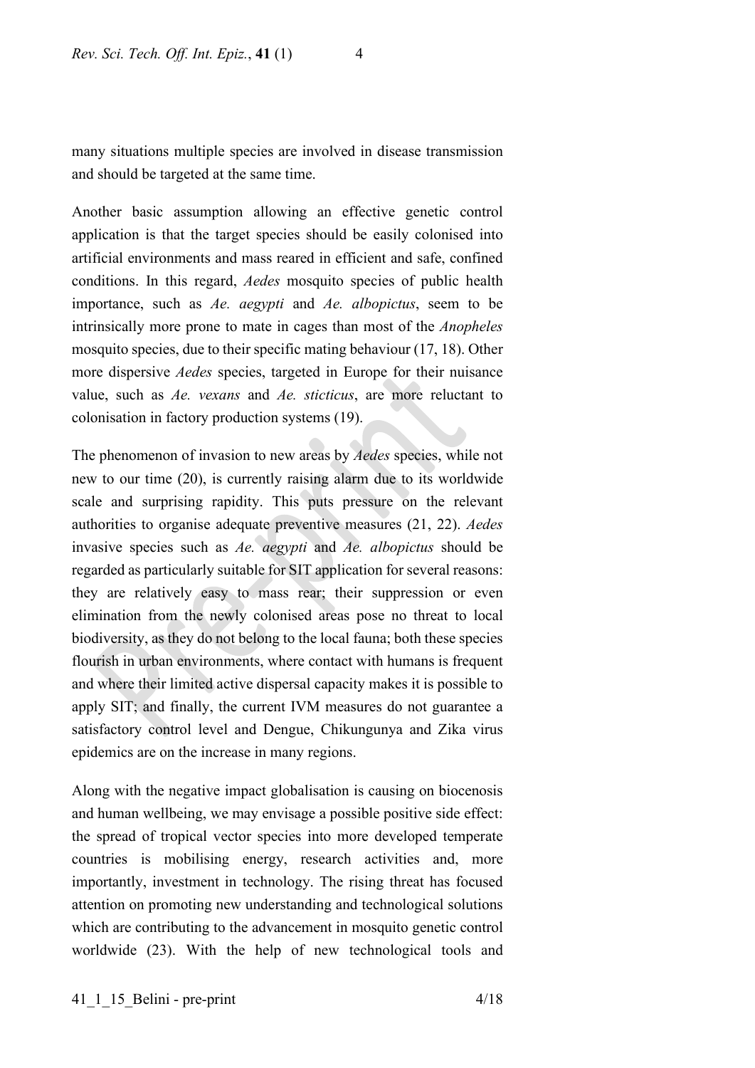many situations multiple species are involved in disease transmission and should be targeted at the same time.

Another basic assumption allowing an effective genetic control application is that the target species should be easily colonised into artificial environments and mass reared in efficient and safe, confined conditions. In this regard, *Aedes* mosquito species of public health importance, such as *Ae. aegypti* and *Ae. albopictus*, seem to be intrinsically more prone to mate in cages than most of the *Anopheles* mosquito species, due to their specific mating behaviour (17, 18). Other more dispersive *Aedes* species, targeted in Europe for their nuisance value, such as *Ae. vexans* and *Ae. sticticus*, are more reluctant to colonisation in factory production systems (19).

The phenomenon of invasion to new areas by *Aedes* species, while not new to our time (20), is currently raising alarm due to its worldwide scale and surprising rapidity. This puts pressure on the relevant authorities to organise adequate preventive measures (21, 22). *Aedes* invasive species such as *Ae. aegypti* and *Ae. albopictus* should be regarded as particularly suitable for SIT application for several reasons: they are relatively easy to mass rear; their suppression or even elimination from the newly colonised areas pose no threat to local biodiversity, as they do not belong to the local fauna; both these species flourish in urban environments, where contact with humans is frequent and where their limited active dispersal capacity makes it is possible to apply SIT; and finally, the current IVM measures do not guarantee a satisfactory control level and Dengue, Chikungunya and Zika virus epidemics are on the increase in many regions.

Along with the negative impact globalisation is causing on biocenosis and human wellbeing, we may envisage a possible positive side effect: the spread of tropical vector species into more developed temperate countries is mobilising energy, research activities and, more importantly, investment in technology. The rising threat has focused attention on promoting new understanding and technological solutions which are contributing to the advancement in mosquito genetic control worldwide (23). With the help of new technological tools and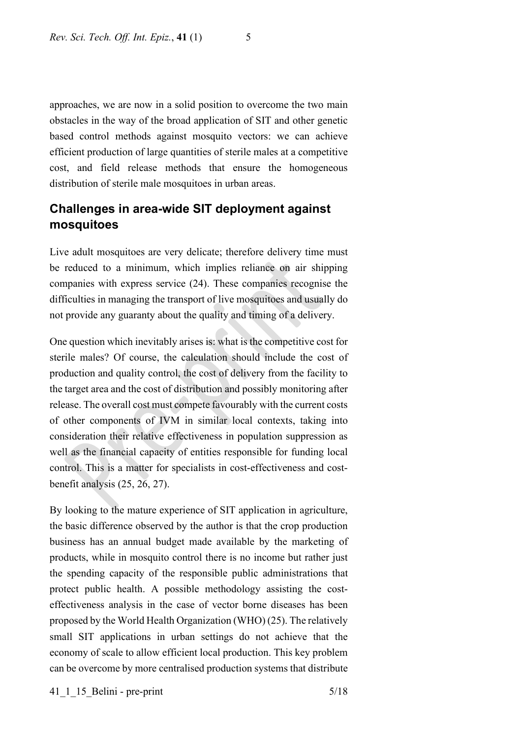approaches, we are now in a solid position to overcome the two main obstacles in the way of the broad application of SIT and other genetic based control methods against mosquito vectors: we can achieve efficient production of large quantities of sterile males at a competitive cost, and field release methods that ensure the homogeneous distribution of sterile male mosquitoes in urban areas.

## Challenges in area-wide SIT deployment against mosquitoes

Live adult mosquitoes are very delicate; therefore delivery time must be reduced to a minimum, which implies reliance on air shipping companies with express service (24). These companies recognise the difficulties in managing the transport of live mosquitoes and usually do not provide any guaranty about the quality and timing of a delivery.

One question which inevitably arises is: what is the competitive cost for sterile males? Of course, the calculation should include the cost of production and quality control, the cost of delivery from the facility to the target area and the cost of distribution and possibly monitoring after release. The overall cost must compete favourably with the current costs of other components of IVM in similar local contexts, taking into consideration their relative effectiveness in population suppression as well as the financial capacity of entities responsible for funding local control. This is a matter for specialists in cost-effectiveness and cost-benefit analysis (25, 26, 27).

By looking to the mature experience of SIT application in agriculture, the basic difference observed by the author is that the crop production business has an annual budget made available by the marketing of products, while in mosquito control there is no income but rather just the spending capacity of the responsible public administrations that protect public health. A possible methodology assisting the cost-effectiveness analysis in the case of vector borne diseases has been proposed by the World Health Organization (WHO) (25). The relatively small SIT applications in urban settings do not achieve that the economy of scale to allow efficient local production. This key problem can be overcome by more centralised production systems that distribute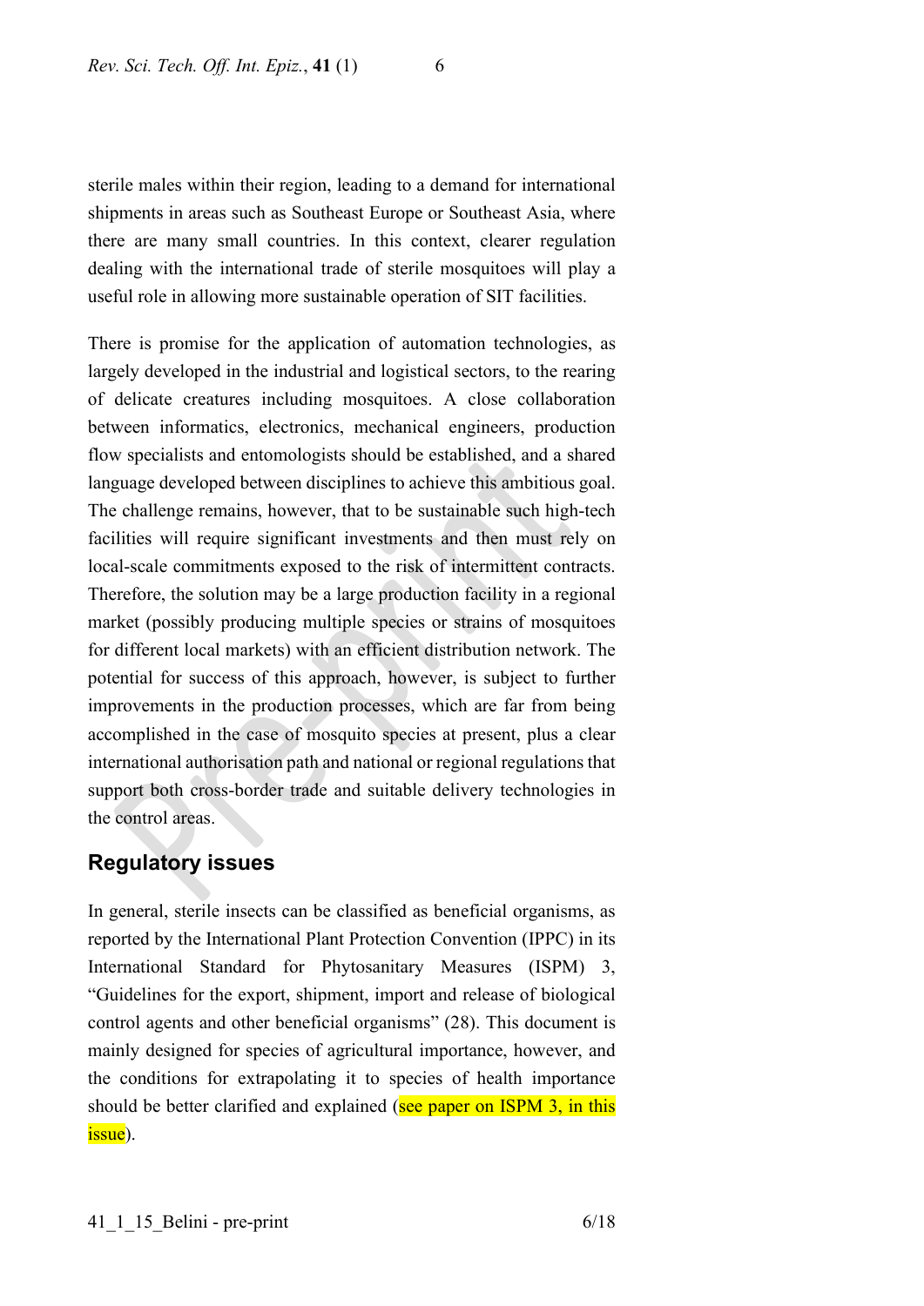sterile males within their region, leading to a demand for international shipments in areas such as Southeast Europe or Southeast Asia, where there are many small countries. In this context, clearer regulation dealing with the international trade of sterile mosquitoes will play a useful role in allowing more sustainable operation of SIT facilities.

There is promise for the application of automation technologies, as largely developed in the industrial and logistical sectors, to the rearing of delicate creatures including mosquitoes. A close collaboration between informatics, electronics, mechanical engineers, production flow specialists and entomologists should be established, and a shared language developed between disciplines to achieve this ambitious goal. The challenge remains, however, that to be sustainable such high-tech facilities will require significant investments and then must rely on local-scale commitments exposed to the risk of intermittent contracts. Therefore, the solution may be a large production facility in a regional market (possibly producing multiple species or strains of mosquitoes for different local markets) with an efficient distribution network. The potential for success of this approach, however, is subject to further improvements in the production processes, which are far from being accomplished in the case of mosquito species at present, plus a clear international authorisation path and national or regional regulations that support both cross-border trade and suitable delivery technologies in the control areas.

## Regulatory issues

In general, sterile insects can be classified as beneficial organisms, as reported by the International Plant Protection Convention (IPPC) in its International Standard for Phytosanitary Measures (ISPM) 3, “Guidelines for the export, shipment, import and release of biological control agents and other beneficial organisms” (28). This document is mainly designed for species of agricultural importance, however, and the conditions for extrapolating it to species of health importance should be better clarified and explained (see paper on ISPM 3, in this issue).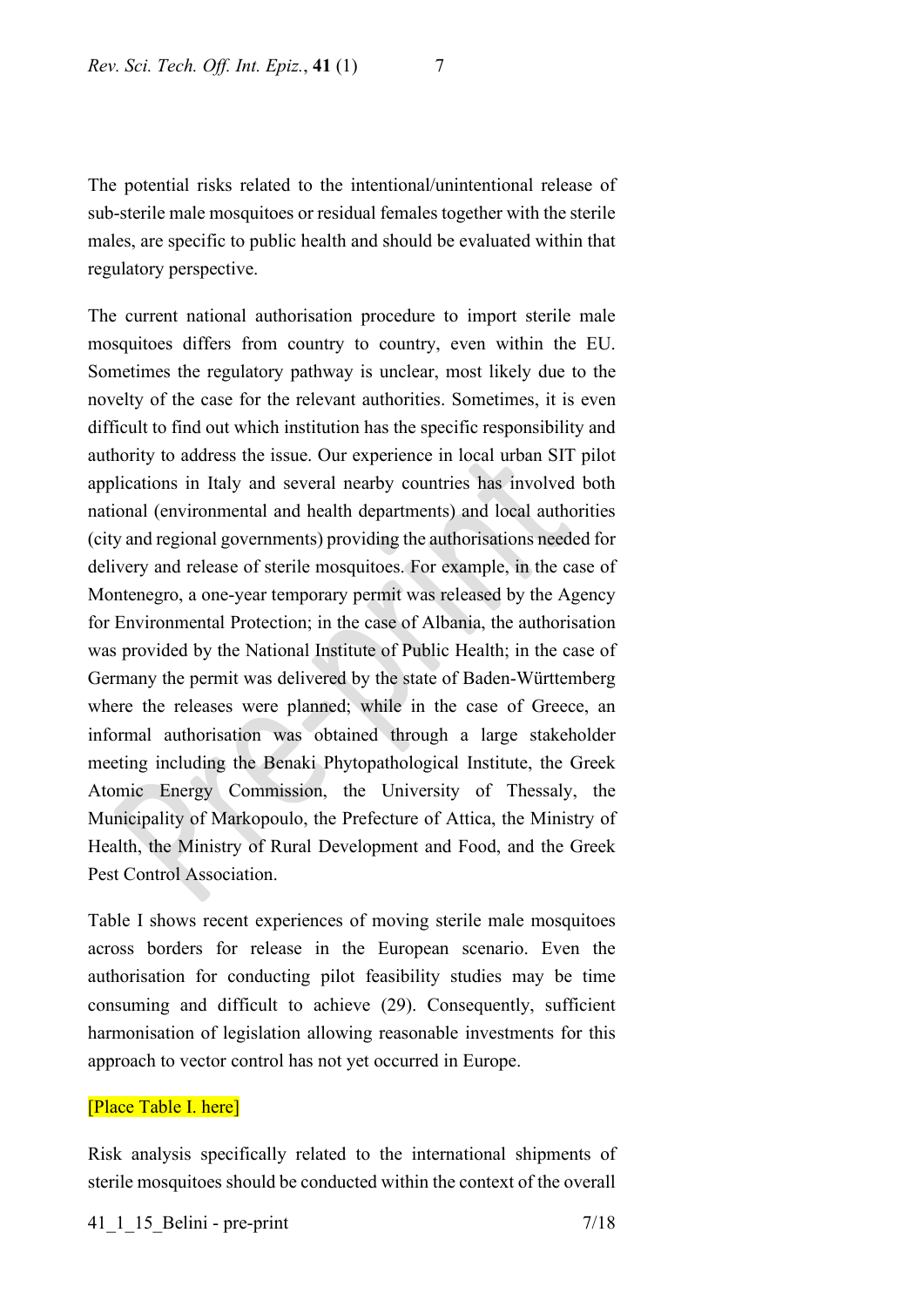The potential risks related to the intentional/unintentional release of sub-sterile male mosquitoes or residual females together with the sterile males, are specific to public health and should be evaluated within that regulatory perspective.

The current national authorisation procedure to import sterile male mosquitoes differs from country to country, even within the EU. Sometimes the regulatory pathway is unclear, most likely due to the novelty of the case for the relevant authorities. Sometimes, it is even difficult to find out which institution has the specific responsibility and authority to address the issue. Our experience in local urban SIT pilot applications in Italy and several nearby countries has involved both national (environmental and health departments) and local authorities (city and regional governments) providing the authorisations needed for delivery and release of sterile mosquitoes. For example, in the case of Montenegro, a one-year temporary permit was released by the Agency for Environmental Protection; in the case of Albania, the authorisation was provided by the National Institute of Public Health; in the case of Germany the permit was delivered by the state of Baden-Württemberg where the releases were planned; while in the case of Greece, an informal authorisation was obtained through a large stakeholder meeting including the Benaki Phytopathological Institute, the Greek Atomic Energy Commission, the University of Thessaly, the Municipality of Markopoulo, the Prefecture of Attica, the Ministry of Health, the Ministry of Rural Development and Food, and the Greek Pest Control Association.

Table I shows recent experiences of moving sterile male mosquitoes across borders for release in the European scenario. Even the authorisation for conducting pilot feasibility studies may be time consuming and difficult to achieve (29). Consequently, sufficient harmonisation of legislation allowing reasonable investments for this approach to vector control has not yet occurred in Europe.

[Place Table I. here]

Risk analysis specifically related to the international shipments of sterile mosquitoes should be conducted within the context of the overall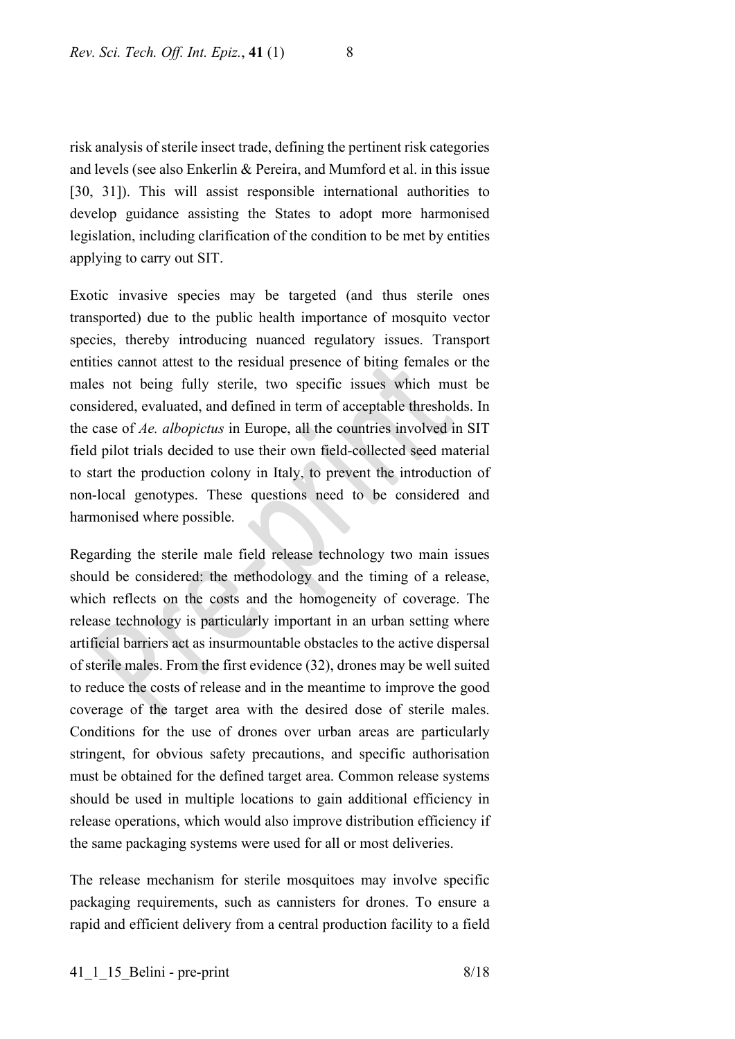risk analysis of sterile insect trade, defining the pertinent risk categories and levels (see also Enkerlin & Pereira, and Mumford et al. in this issue [30, 31]). This will assist responsible international authorities to develop guidance assisting the States to adopt more harmonised legislation, including clarification of the condition to be met by entities applying to carry out SIT.

Exotic invasive species may be targeted (and thus sterile ones transported) due to the public health importance of mosquito vector species, thereby introducing nuanced regulatory issues. Transport entities cannot attest to the residual presence of biting females or the males not being fully sterile, two specific issues which must be considered, evaluated, and defined in term of acceptable thresholds. In the case of *Ae. albopictus* in Europe, all the countries involved in SIT field pilot trials decided to use their own field-collected seed material to start the production colony in Italy, to prevent the introduction of non-local genotypes. These questions need to be considered and harmonised where possible.

Regarding the sterile male field release technology two main issues should be considered: the methodology and the timing of a release, which reflects on the costs and the homogeneity of coverage. The release technology is particularly important in an urban setting where artificial barriers act as insurmountable obstacles to the active dispersal of sterile males. From the first evidence (32), drones may be well suited to reduce the costs of release and in the meantime to improve the good coverage of the target area with the desired dose of sterile males. Conditions for the use of drones over urban areas are particularly stringent, for obvious safety precautions, and specific authorisation must be obtained for the defined target area. Common release systems should be used in multiple locations to gain additional efficiency in release operations, which would also improve distribution efficiency if the same packaging systems were used for all or most deliveries.

The release mechanism for sterile mosquitoes may involve specific packaging requirements, such as cannisters for drones. To ensure a rapid and efficient delivery from a central production facility to a field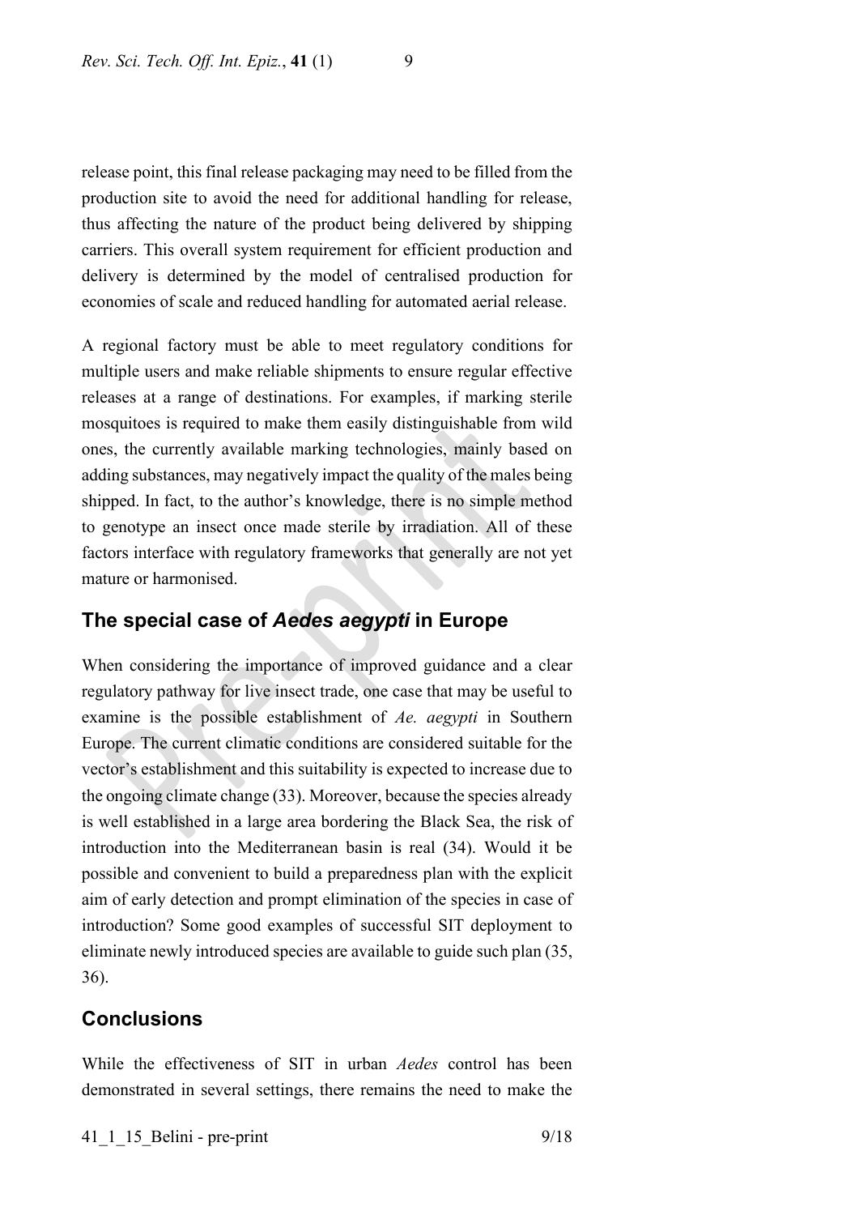release point, this final release packaging may need to be filled from the production site to avoid the need for additional handling for release, thus affecting the nature of the product being delivered by shipping carriers. This overall system requirement for efficient production and delivery is determined by the model of centralised production for economies of scale and reduced handling for automated aerial release.

A regional factory must be able to meet regulatory conditions for multiple users and make reliable shipments to ensure regular effective releases at a range of destinations. For examples, if marking sterile mosquitoes is required to make them easily distinguishable from wild ones, the currently available marking technologies, mainly based on adding substances, may negatively impact the quality of the males being shipped. In fact, to the author's knowledge, there is no simple method to genotype an insect once made sterile by irradiation. All of these factors interface with regulatory frameworks that generally are not yet mature or harmonised.

## The special case of *Aedes aegypti* in Europe

When considering the importance of improved guidance and a clear regulatory pathway for live insect trade, one case that may be useful to examine is the possible establishment of *Ae. aegypti* in Southern Europe. The current climatic conditions are considered suitable for the vector's establishment and this suitability is expected to increase due to the ongoing climate change (33). Moreover, because the species already is well established in a large area bordering the Black Sea, the risk of introduction into the Mediterranean basin is real (34). Would it be possible and convenient to build a preparedness plan with the explicit aim of early detection and prompt elimination of the species in case of introduction? Some good examples of successful SIT deployment to eliminate newly introduced species are available to guide such plan (35, 36).

## Conclusions

While the effectiveness of SIT in urban *Aedes* control has been demonstrated in several settings, there remains the need to make the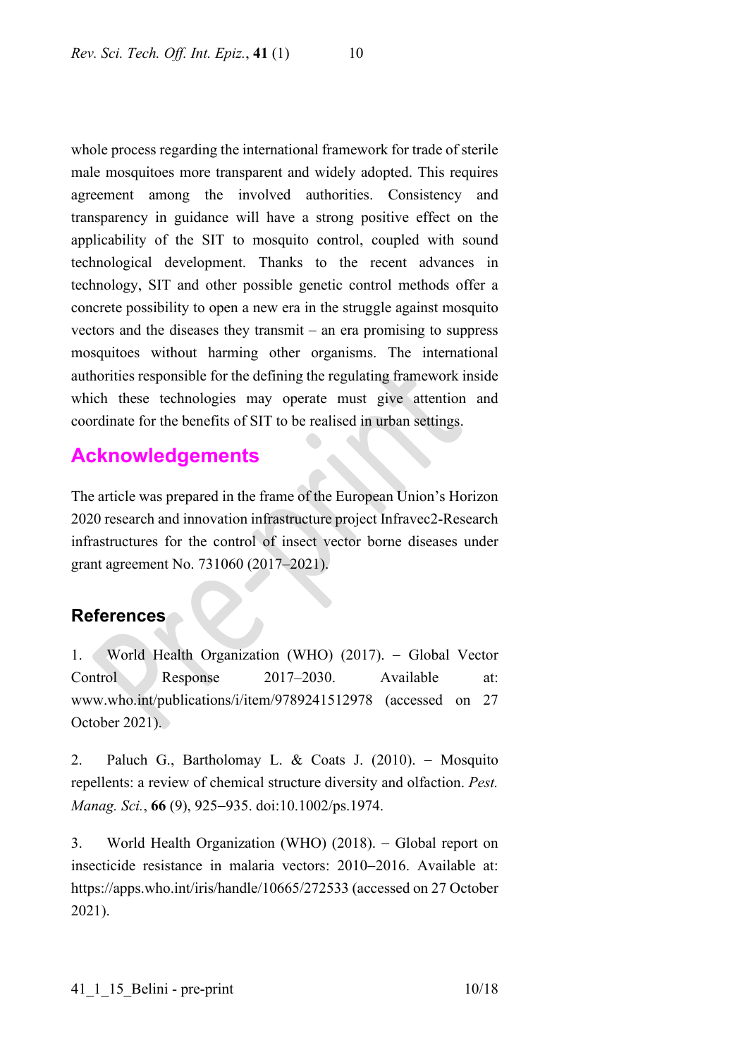whole process regarding the international framework for trade of sterile male mosquitoes more transparent and widely adopted. This requires agreement among the involved authorities. Consistency and transparency in guidance will have a strong positive effect on the applicability of the SIT to mosquito control, coupled with sound technological development. Thanks to the recent advances in technology, SIT and other possible genetic control methods offer a concrete possibility to open a new era in the struggle against mosquito vectors and the diseases they transmit – an era promising to suppress mosquitoes without harming other organisms. The international authorities responsible for the defining the regulating framework inside which these technologies may operate must give attention and coordinate for the benefits of SIT to be realised in urban settings.

## Acknowledgements

The article was prepared in the frame of the European Union's Horizon 2020 research and innovation infrastructure project Infravec2-Research infrastructures for the control of insect vector borne diseases under grant agreement No. 731060 (2017–2021).

## References

1. World Health Organization (WHO) (2017). – Global Vector Control Response 2017–2030. Available at: www.who.int/publications/i/item/9789241512978 (accessed on 27 October 2021).

2. Paluch G., Bartholomay L. & Coats J. (2010). – Mosquito repellents: a review of chemical structure diversity and olfaction. *Pest. Manag. Sci.*, **66** (9), 925–935. doi:10.1002/ps.1974.

3. World Health Organization (WHO) (2018). – Global report on insecticide resistance in malaria vectors: 2010–2016. Available at: https://apps.who.int/iris/handle/10665/272533 (accessed on 27 October 2021).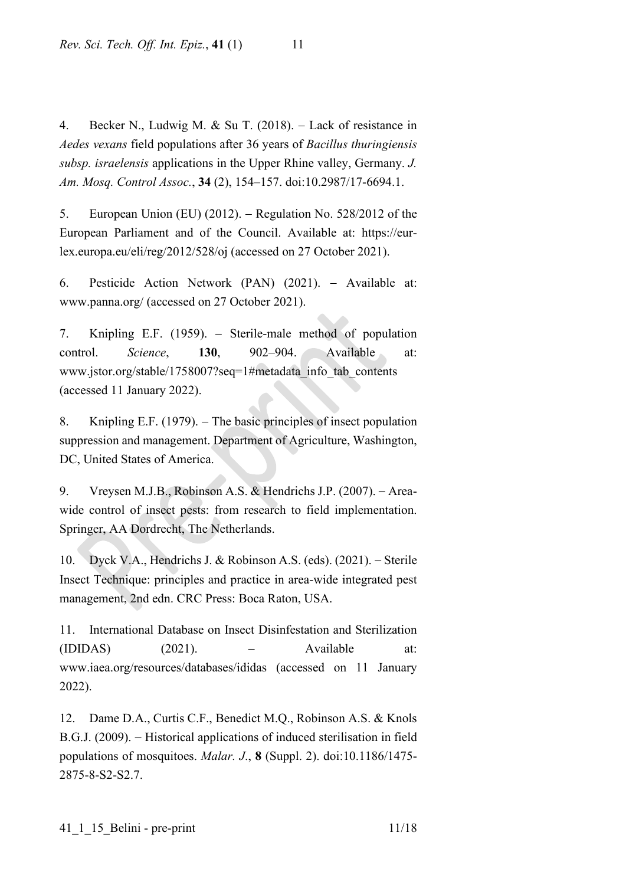4. Becker N., Ludwig M. & Su T. (2018). – Lack of resistance in *Aedes vexans* field populations after 36 years of *Bacillus thuringiensis subsp. israelensis* applications in the Upper Rhine valley, Germany. *J. Am. Mosq. Control Assoc.*, **34** (2), 154–157. doi:10.2987/17-6694.1.

5. European Union (EU) (2012). – Regulation No. 528/2012 of the European Parliament and of the Council. Available at: https://eur-lex.europa.eu/eli/reg/2012/528/oj (accessed on 27 October 2021).

6. Pesticide Action Network (PAN) (2021). – Available at: www.panna.org/ (accessed on 27 October 2021).

7. Knipling E.F. (1959). – Sterile-male method of population control. *Science*, **130**, 902–904. Available at: www.jstor.org/stable/1758007?seq=1#metadata_info_tab_contents (accessed 11 January 2022).

8. Knipling E.F. (1979). – The basic principles of insect population suppression and management. Department of Agriculture, Washington, DC, United States of America.

9. Vreysen M.J.B., Robinson A.S. & Hendrichs J.P. (2007). – Area-wide control of insect pests: from research to field implementation. Springer, AA Dordrecht, The Netherlands.

10. Dyck V.A., Hendrichs J. & Robinson A.S. (eds). (2021). – Sterile Insect Technique: principles and practice in area-wide integrated pest management, 2nd edn. CRC Press: Boca Raton, USA.

11. International Database on Insect Disinfestation and Sterilization (IDIDAS) (2021). – Available at: www.iaea.org/resources/databases/ididas (accessed on 11 January 2022).

12. Dame D.A., Curtis C.F., Benedict M.Q., Robinson A.S. & Knols B.G.J. (2009). – Historical applications of induced sterilisation in field populations of mosquitoes. *Malar. J.*, **8** (Suppl. 2). doi:10.1186/1475-2875-8-S2-S2.7.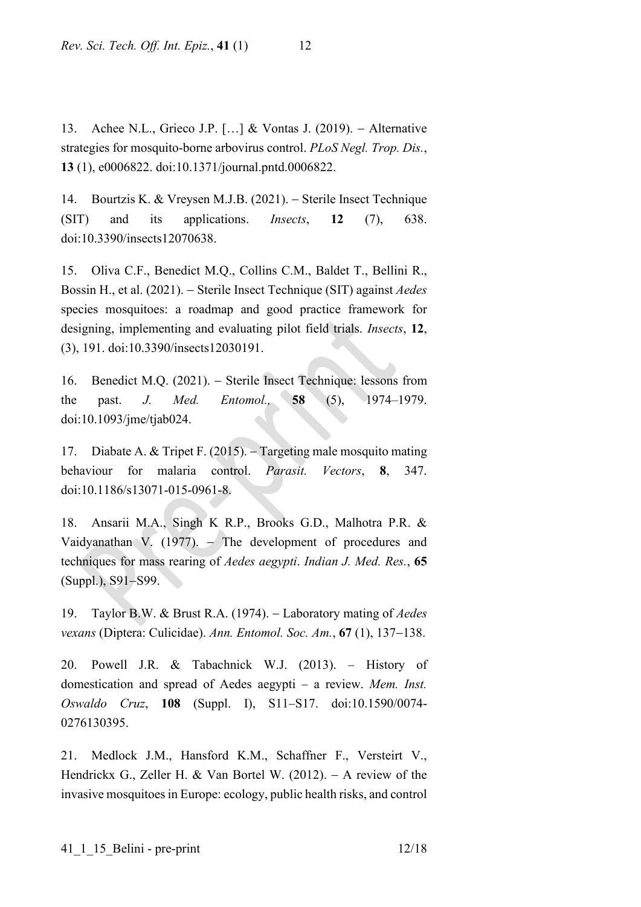13. Achee N.L., Grieco J.P. […] & Vontas J. (2019). – Alternative strategies for mosquito-borne arbovirus control. *PLoS Negl. Trop. Dis.*, **13** (1), e0006822. doi:10.1371/journal.pntd.0006822.

14. Bourtzis K. & Vreysen M.J.B. (2021). – Sterile Insect Technique (SIT) and its applications. *Insects*, **12** (7), 638. doi:10.3390/insects12070638.

15. Oliva C.F., Benedict M.Q., Collins C.M., Baldet T., Bellini R., Bossin H., et al. (2021). – Sterile Insect Technique (SIT) against *Aedes* species mosquitoes: a roadmap and good practice framework for designing, implementing and evaluating pilot field trials. *Insects*, **12**, (3), 191. doi:10.3390/insects12030191.

16. Benedict M.Q. (2021). – Sterile Insect Technique: lessons from the past. *J. Med. Entomol.*, **58** (5), 1974–1979. doi:10.1093/jme/tjab024.

17. Diabate A. & Tripet F. (2015). – Targeting male mosquito mating behaviour for malaria control. *Parasit. Vectors*, **8**, 347. doi:10.1186/s13071-015-0961-8.

18. Ansarii M.A., Singh K R.P., Brooks G.D., Malhotra P.R. & Vaidyanathan V. (1977). – The development of procedures and techniques for mass rearing of *Aedes aegypti*. *Indian J. Med. Res.*, **65** (Suppl.), S91–S99.

19. Taylor B.W. & Brust R.A. (1974). – Laboratory mating of *Aedes vexans* (Diptera: Culicidae). *Ann. Entomol. Soc. Am.*, **67** (1), 137–138.

20. Powell J.R. & Tabachnick W.J. (2013). – History of domestication and spread of Aedes aegypti – a review. *Mem. Inst. Oswaldo Cruz*, **108** (Suppl. I), S11–S17. doi:10.1590/0074-0276130395.

21. Medlock J.M., Hansford K.M., Schaffner F., Versteirt V., Hendrickx G., Zeller H. & Van Bortel W. (2012). – A review of the invasive mosquitoes in Europe: ecology, public health risks, and control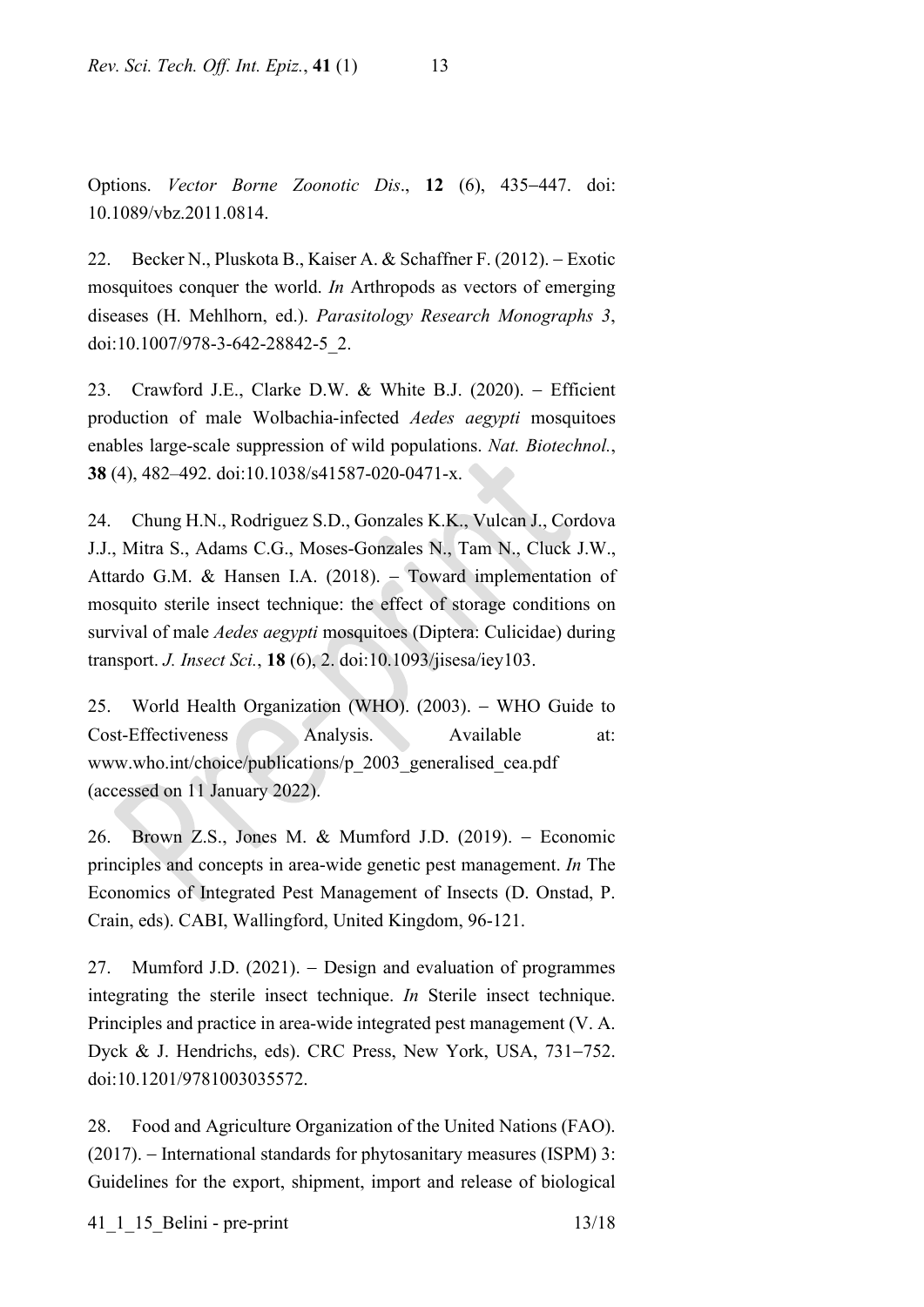Options. *Vector Borne Zoonotic Dis*., **12** (6), 435–447. doi: 10.1089/vbz.2011.0814.

22. Becker N., Pluskota B., Kaiser A. & Schaffner F. (2012). – Exotic mosquitoes conquer the world. *In* Arthropods as vectors of emerging diseases (H. Mehlhorn, ed.). *Parasitology Research Monographs 3*, doi:10.1007/978-3-642-28842-5_2.

23. Crawford J.E., Clarke D.W. & White B.J. (2020). – Efficient production of male Wolbachia-infected *Aedes aegypti* mosquitoes enables large-scale suppression of wild populations. *Nat. Biotechnol.*, **38** (4), 482–492. doi:10.1038/s41587-020-0471-x.

24. Chung H.N., Rodriguez S.D., Gonzales K.K., Vulcan J., Cordova J.J., Mitra S., Adams C.G., Moses-Gonzales N., Tam N., Cluck J.W., Attardo G.M. & Hansen I.A. (2018). – Toward implementation of mosquito sterile insect technique: the effect of storage conditions on survival of male *Aedes aegypti* mosquitoes (Diptera: Culicidae) during transport. *J. Insect Sci.*, **18** (6), 2. doi:10.1093/jisesa/iey103.

25. World Health Organization (WHO). (2003). – WHO Guide to Cost-Effectiveness Analysis. Available at: www.who.int/choice/publications/p_2003_generalised_cea.pdf (accessed on 11 January 2022).

26. Brown Z.S., Jones M. & Mumford J.D. (2019). – Economic principles and concepts in area-wide genetic pest management. *In* The Economics of Integrated Pest Management of Insects (D. Onstad, P. Crain, eds). CABI, Wallingford, United Kingdom, 96-121.

27. Mumford J.D. (2021). – Design and evaluation of programmes integrating the sterile insect technique. *In* Sterile insect technique. Principles and practice in area-wide integrated pest management (V. A. Dyck & J. Hendrichs, eds). CRC Press, New York, USA, 731–752. doi:10.1201/9781003035572.

28. Food and Agriculture Organization of the United Nations (FAO). (2017). – International standards for phytosanitary measures (ISPM) 3: Guidelines for the export, shipment, import and release of biological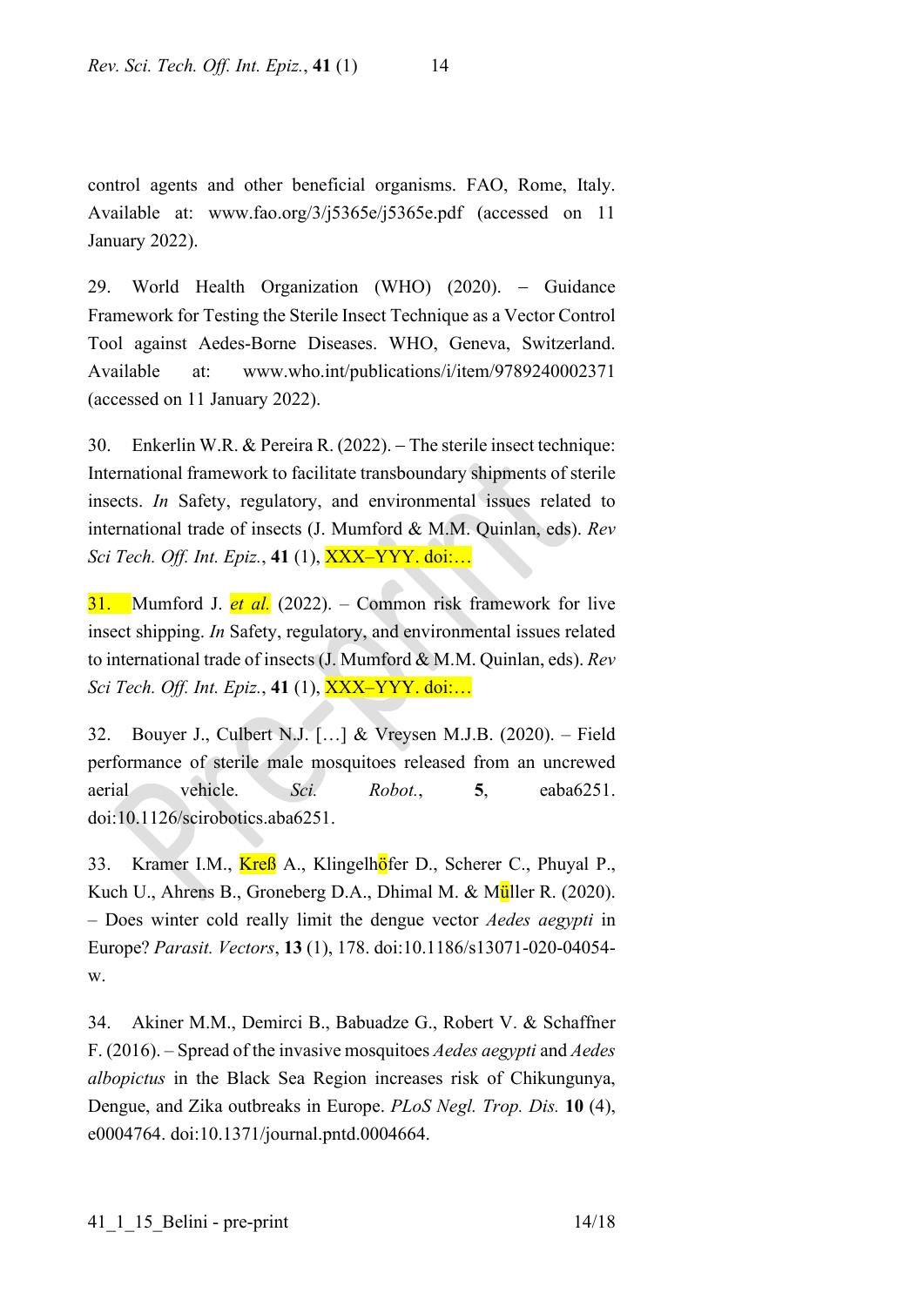control agents and other beneficial organisms. FAO, Rome, Italy. Available at: www.fao.org/3/j5365e/j5365e.pdf (accessed on 11 January 2022).

29. World Health Organization (WHO) (2020). – Guidance Framework for Testing the Sterile Insect Technique as a Vector Control Tool against Aedes-Borne Diseases. WHO, Geneva, Switzerland. Available at: www.who.int/publications/i/item/9789240002371 (accessed on 11 January 2022).

30. Enkerlin W.R. & Pereira R. (2022). – The sterile insect technique: International framework to facilitate transboundary shipments of sterile insects. *In* Safety, regulatory, and environmental issues related to international trade of insects (J. Mumford & M.M. Quinlan, eds). *Rev Sci Tech. Off. Int. Epiz.*, **41** (1), XXX–YYY. doi:…

31. Mumford J. *et al.* (2022). – Common risk framework for live insect shipping. *In* Safety, regulatory, and environmental issues related to international trade of insects (J. Mumford & M.M. Quinlan, eds). *Rev Sci Tech. Off. Int. Epiz.*, **41** (1), XXX–YYY. doi:…

32. Bouyer J., Culbert N.J. […] & Vreysen M.J.B. (2020). – Field performance of sterile male mosquitoes released from an uncrewed aerial vehicle. *Sci. Robot.*, **5**, eaba6251. doi:10.1126/scirobotics.aba6251.

33. Kramer I.M., Kreß A., Klingelhöfer D., Scherer C., Phuyal P., Kuch U., Ahrens B., Groneberg D.A., Dhimal M. & Müller R. (2020). – Does winter cold really limit the dengue vector *Aedes aegypti* in Europe? *Parasit. Vectors*, **13** (1), 178. doi:10.1186/s13071-020-04054-w.

34. Akiner M.M., Demirci B., Babuadze G., Robert V. & Schaffner F. (2016). – Spread of the invasive mosquitoes *Aedes aegypti* and *Aedes albopictus* in the Black Sea Region increases risk of Chikungunya, Dengue, and Zika outbreaks in Europe. *PLoS Negl. Trop. Dis.* **10** (4), e0004764. doi:10.1371/journal.pntd.0004664.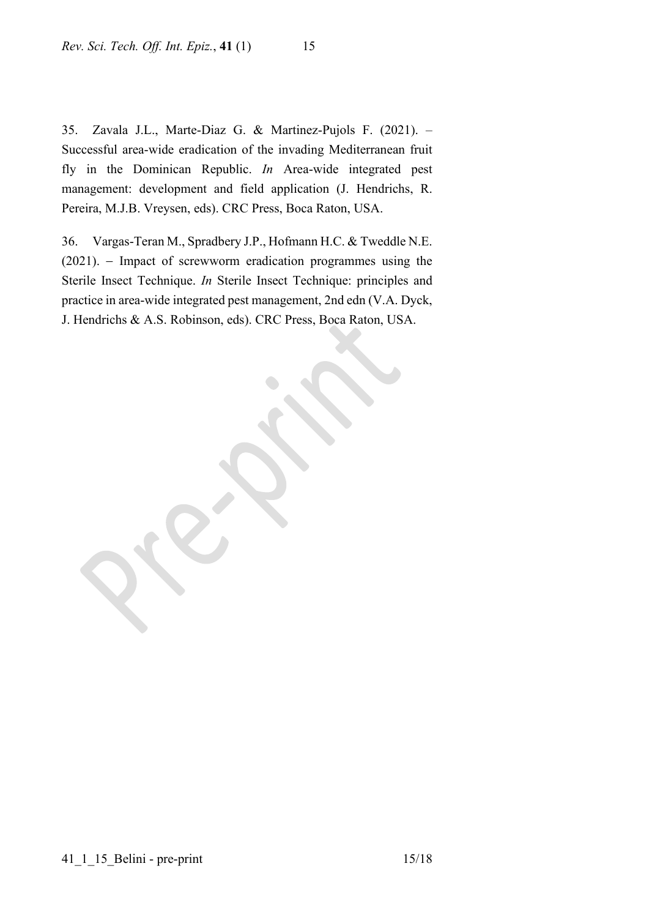35. Zavala J.L., Marte-Diaz G. & Martinez-Pujols F. (2021). – Successful area-wide eradication of the invading Mediterranean fruit fly in the Dominican Republic. *In* Area-wide integrated pest management: development and field application (J. Hendrichs, R. Pereira, M.J.B. Vreysen, eds). CRC Press, Boca Raton, USA.

36. Vargas-Teran M., Spradbery J.P., Hofmann H.C. & Tweddle N.E. (2021). – Impact of screwworm eradication programmes using the Sterile Insect Technique. *In* Sterile Insect Technique: principles and practice in area-wide integrated pest management, 2nd edn (V.A. Dyck, J. Hendrichs & A.S. Robinson, eds). CRC Press, Boca Raton, USA.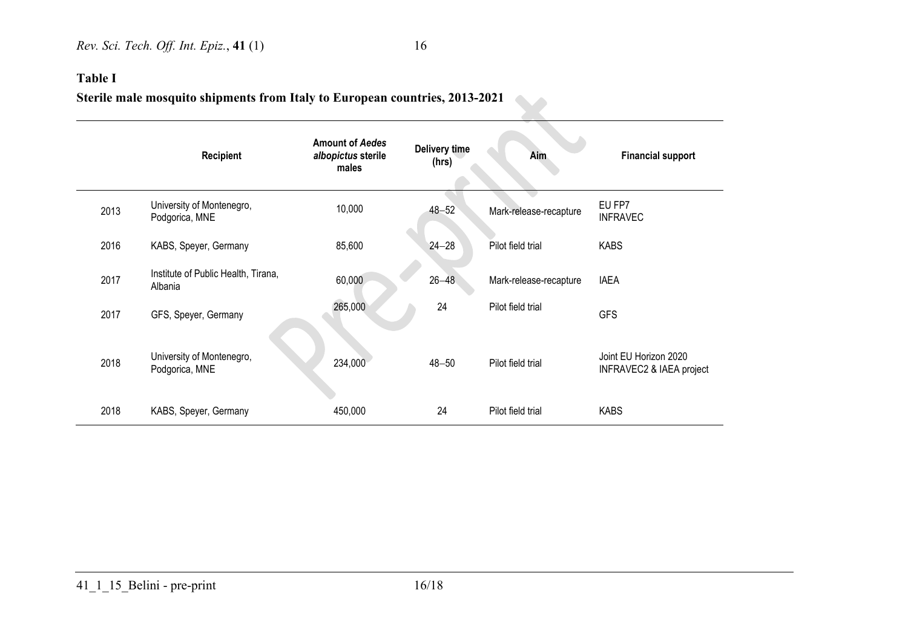**Table I**

**Sterile male mosquito shipments from Italy to European countries, 2013-2021**

| | Recipient | Amount of *Aedes albopictus* sterile males | Delivery time (hrs) | Aim | Financial support |
|---|---|---|---|---|---|
| 2013 | University of Montenegro, Podgorica, MNE | 10,000 | 48–52 | Mark-release-recapture | EU FP7 INFRAVEC |
| 2016 | KABS, Speyer, Germany | 85,600 | 24–28 | Pilot field trial | KABS |
| 2017 | Institute of Public Health, Tirana, Albania | 60,000 | 26–48 | Mark-release-recapture | IAEA |
| 2017 | GFS, Speyer, Germany | 265,000 | 24 | Pilot field trial | GFS |
| 2018 | University of Montenegro, Podgorica, MNE | 234,000 | 48–50 | Pilot field trial | Joint EU Horizon 2020 INFRAVEC2 & IAEA project |
| 2018 | KABS, Speyer, Germany | 450,000 | 24 | Pilot field trial | KABS |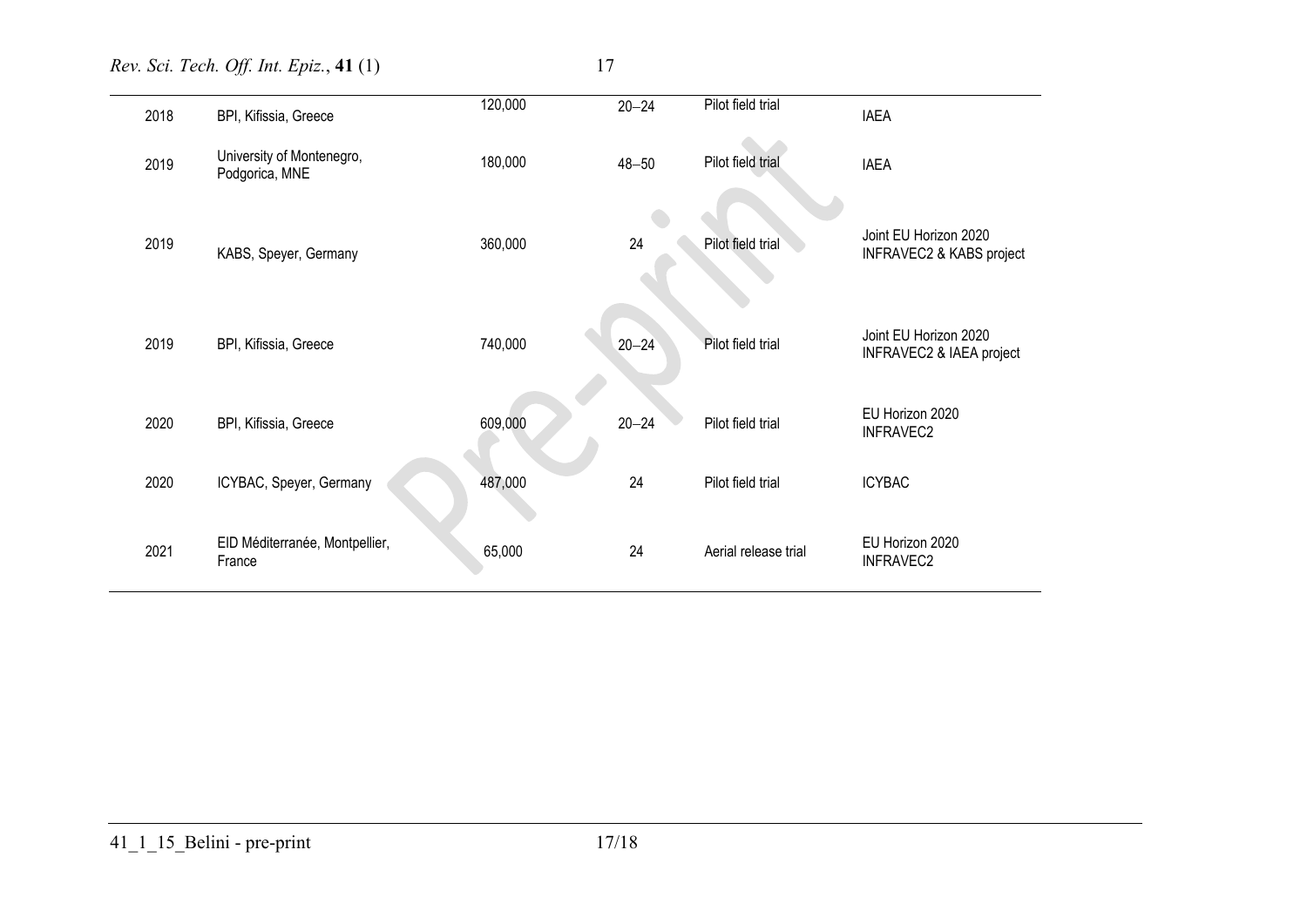| | | | | | |
|---|---|---|---|---|---|
| 2018 | BPI, Kifissia, Greece | 120,000 | 20–24 | Pilot field trial | IAEA |
| 2019 | University of Montenegro, Podgorica, MNE | 180,000 | 48–50 | Pilot field trial | IAEA |
| 2019 | KABS, Speyer, Germany | 360,000 | 24 | Pilot field trial | Joint EU Horizon 2020 INFRAVEC2 & KABS project |
| 2019 | BPI, Kifissia, Greece | 740,000 | 20–24 | Pilot field trial | Joint EU Horizon 2020 INFRAVEC2 & IAEA project |
| 2020 | BPI, Kifissia, Greece | 609,000 | 20–24 | Pilot field trial | EU Horizon 2020 INFRAVEC2 |
| 2020 | ICYBAC, Speyer, Germany | 487,000 | 24 | Pilot field trial | ICYBAC |
| 2021 | EID Méditerranée, Montpellier, France | 65,000 | 24 | Aerial release trial | EU Horizon 2020 INFRAVEC2 |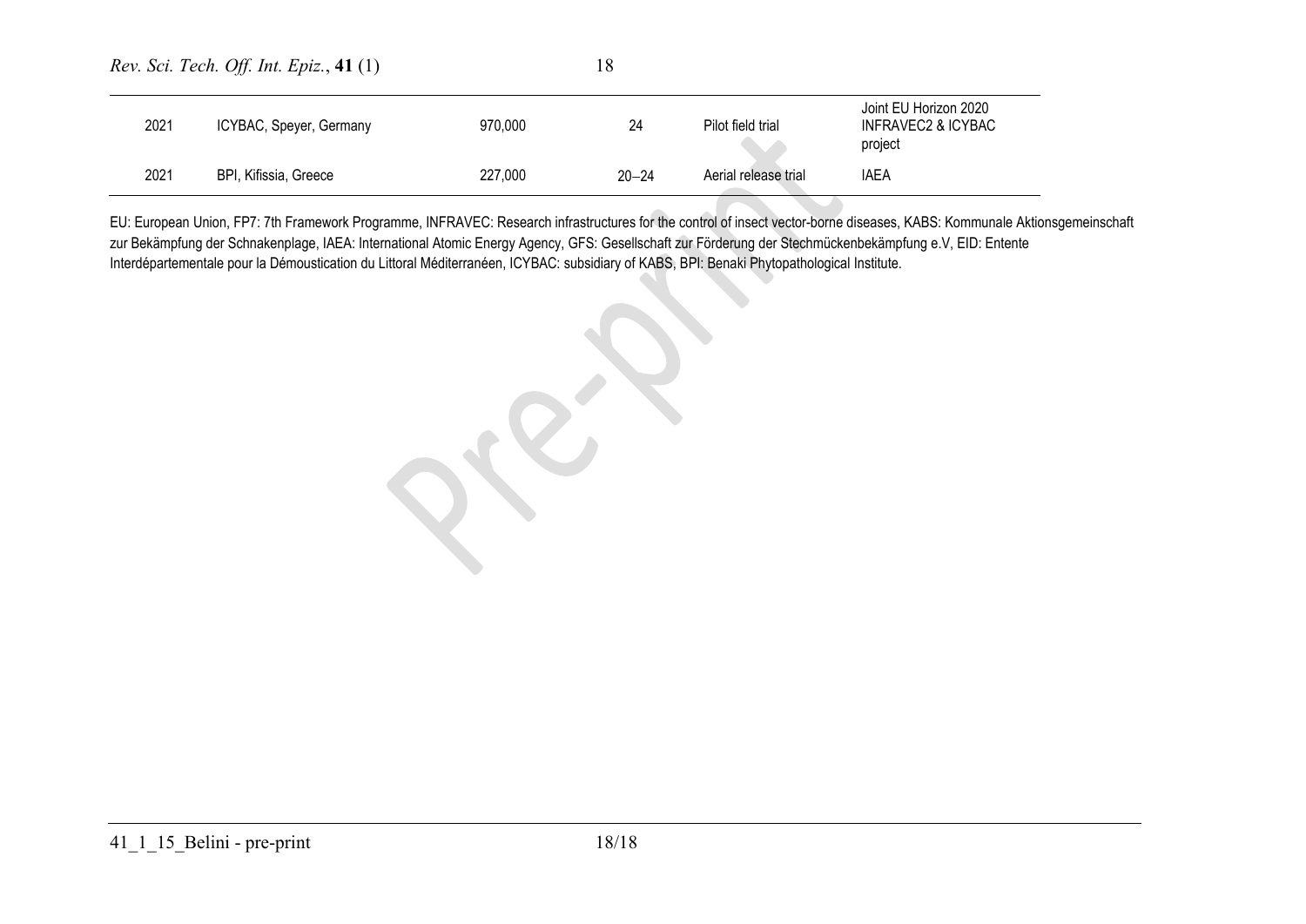| | | | | | |
|---|---|---|---|---|---|
| 2021 | ICYBAC, Speyer, Germany | 970,000 | 24 | Pilot field trial | Joint EU Horizon 2020 INFRAVEC2 & ICYBAC project |
| 2021 | BPI, Kifissia, Greece | 227,000 | 20–24 | Aerial release trial | IAEA |

EU: European Union, FP7: 7th Framework Programme, INFRAVEC: Research infrastructures for the control of insect vector-borne diseases, KABS: Kommunale Aktionsgemeinschaft zur Bekämpfung der Schnakenplage, IAEA: International Atomic Energy Agency, GFS: Gesellschaft zur Förderung der Stechmückenbekämpfung e.V, EID: Entente Interdépartementale pour la Démoustication du Littoral Méditerranéen, ICYBAC: subsidiary of KABS, BPI: Benaki Phytopathological Institute.